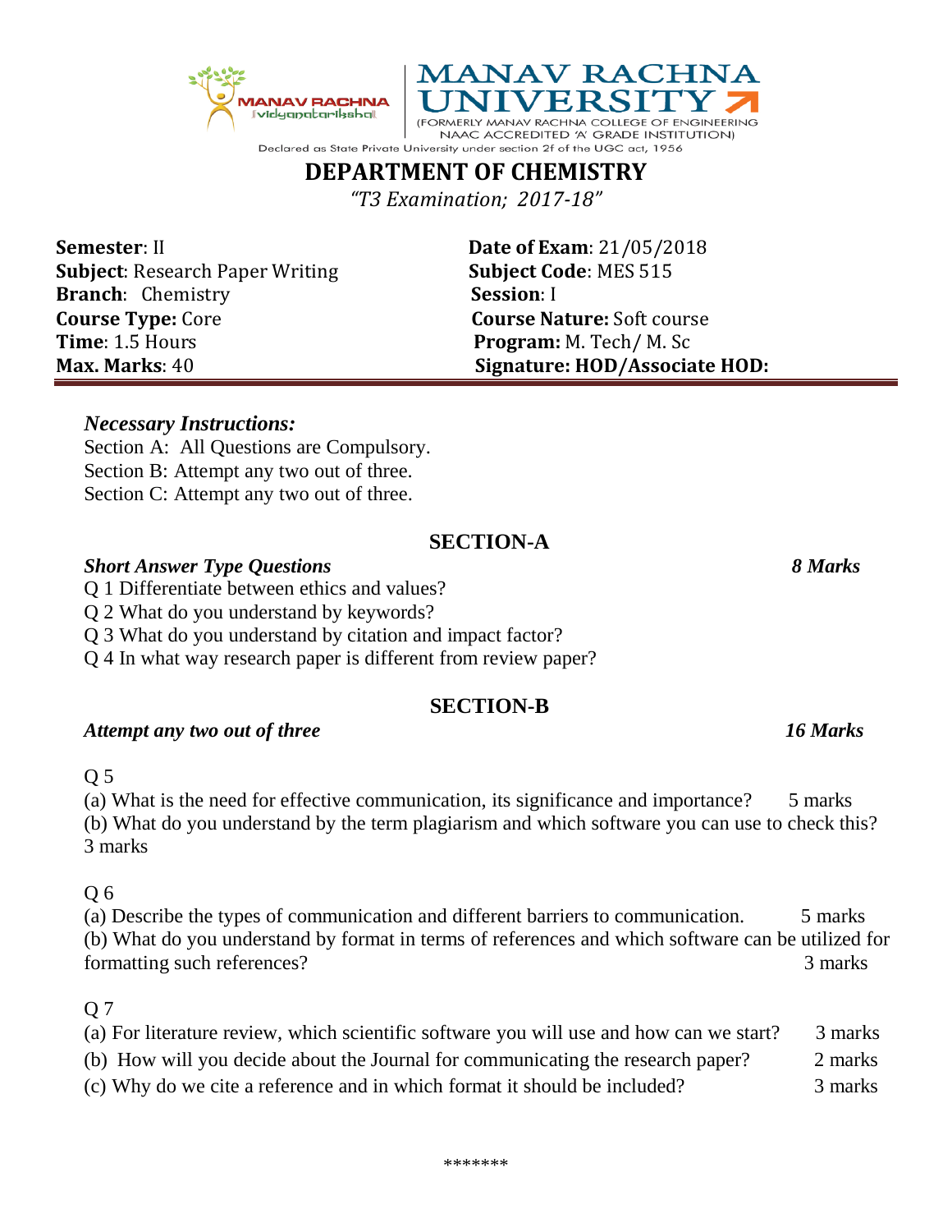MANAV RACHNA UNIVERSITY

(FORMERLY MANAV RACHNA COLLEGE OF ENGINEERING NAAC ACCREDITED 'A' GRADE INSTITUTION)

Declared as State Private University under section 2f of the UGC act, 1956

# DEPARTMENT OF CHEMISTRY

*"T3 Examination; 2017-18"*

**Semester**: II
**Subject**: Research Paper Writing
**Branch**: Chemistry
**Course Type:** Core
**Time**: 1.5 Hours
**Max. Marks**: 40

**Date of Exam**: 21/05/2018
**Subject Code**: MES 515
**Session**: I
**Course Nature:** Soft course
**Program:** M. Tech/ M. Sc
**Signature: HOD/Associate HOD:**

***Necessary Instructions:***

Section A: All Questions are Compulsory.
Section B: Attempt any two out of three.
Section C: Attempt any two out of three.

## SECTION-A

***Short Answer Type Questions*** ***8 Marks***

Q 1 Differentiate between ethics and values?
Q 2 What do you understand by keywords?
Q 3 What do you understand by citation and impact factor?
Q 4 In what way research paper is different from review paper?

## SECTION-B

***Attempt any two out of three*** ***16 Marks***

Q 5

(a) What is the need for effective communication, its significance and importance? 5 marks
(b) What do you understand by the term plagiarism and which software you can use to check this? 3 marks

Q 6

(a) Describe the types of communication and different barriers to communication. 5 marks
(b) What do you understand by format in terms of references and which software can be utilized for formatting such references? 3 marks

Q 7

(a) For literature review, which scientific software you will use and how can we start? 3 marks
(b) How will you decide about the Journal for communicating the research paper? 2 marks
(c) Why do we cite a reference and in which format it should be included? 3 marks

*******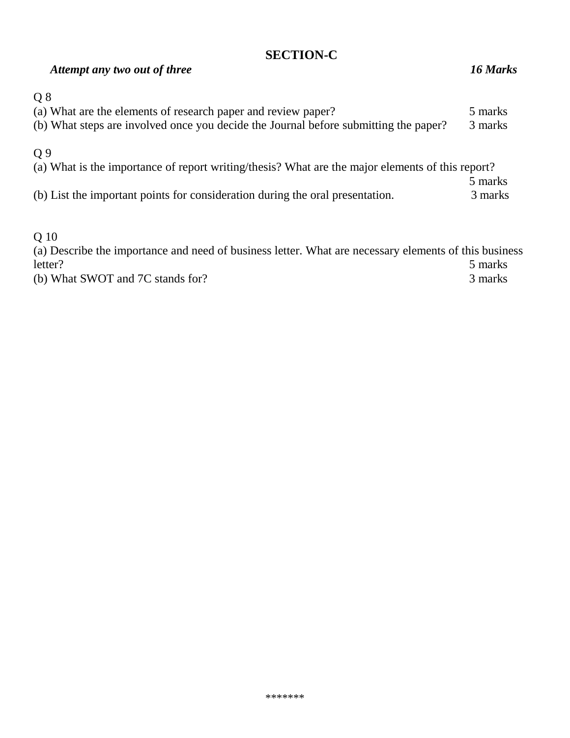## SECTION-C

***Attempt any two out of three*** **16 Marks**

Q 8

(a) What are the elements of research paper and review paper? 5 marks

(b) What steps are involved once you decide the Journal before submitting the paper? 3 marks

Q 9

(a) What is the importance of report writing/thesis? What are the major elements of this report? 5 marks

(b) List the important points for consideration during the oral presentation. 3 marks

Q 10

(a) Describe the importance and need of business letter. What are necessary elements of this business letter? 5 marks

(b) What SWOT and 7C stands for? 3 marks

*******